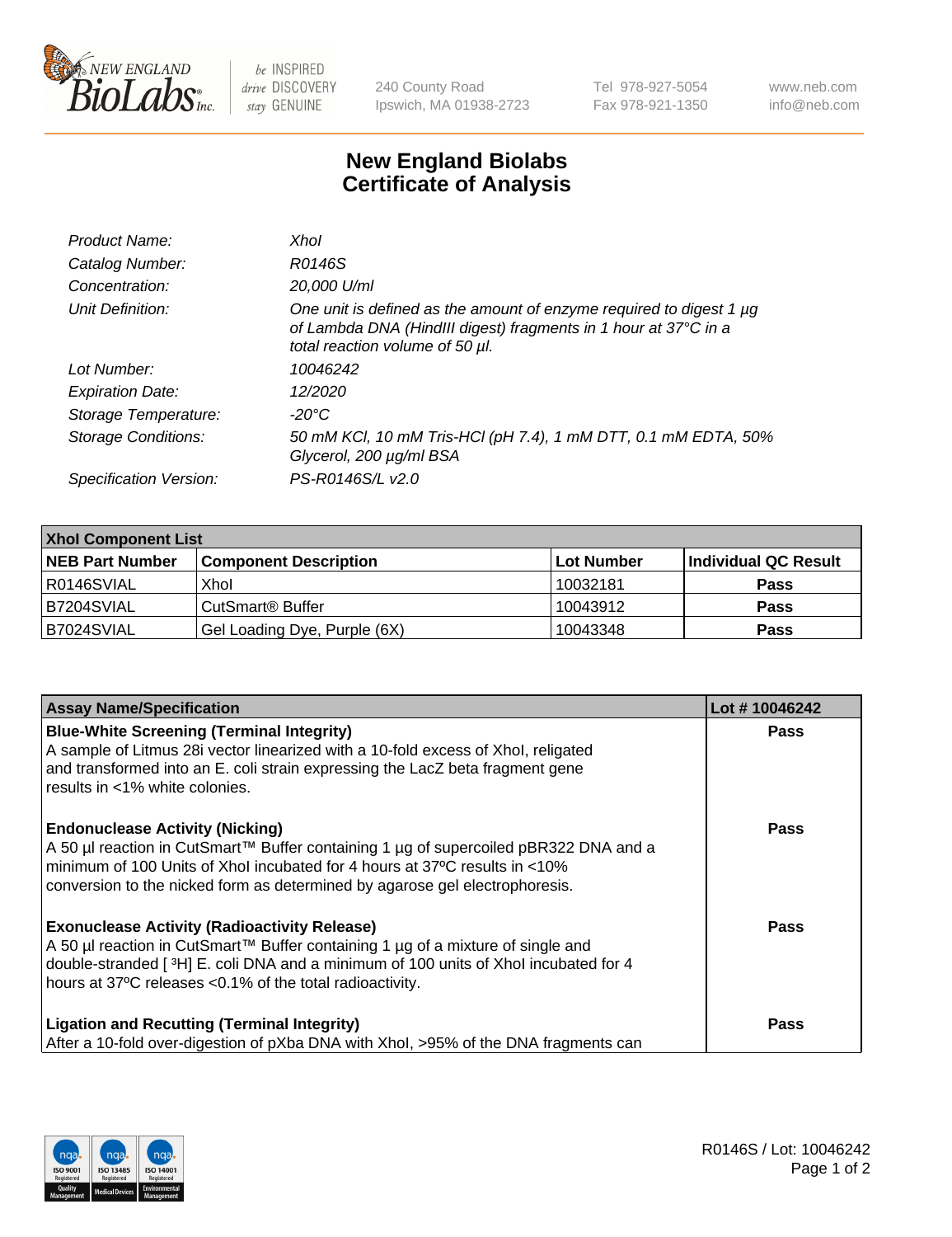# New England Biolabs Certificate of Analysis

| | |
|---|---|
| *Product Name:* | *XhoI* |
| *Catalog Number:* | *R0146S* |
| *Concentration:* | *20,000 U/ml* |
| *Unit Definition:* | *One unit is defined as the amount of enzyme required to digest 1 µg of Lambda DNA (HindIII digest) fragments in 1 hour at 37°C in a total reaction volume of 50 µl.* |
| *Lot Number:* | *10046242* |
| *Expiration Date:* | *12/2020* |
| *Storage Temperature:* | *-20°C* |
| *Storage Conditions:* | *50 mM KCl, 10 mM Tris-HCl (pH 7.4), 1 mM DTT, 0.1 mM EDTA, 50% Glycerol, 200 µg/ml BSA* |
| *Specification Version:* | *PS-R0146S/L v2.0* |

| XhoI Component List | | | |
|---|---|---|---|
| **NEB Part Number** | **Component Description** | **Lot Number** | **Individual QC Result** |
| R0146SVIAL | XhoI | 10032181 | **Pass** |
| B7204SVIAL | CutSmart® Buffer | 10043912 | **Pass** |
| B7024SVIAL | Gel Loading Dye, Purple (6X) | 10043348 | **Pass** |

| Assay Name/Specification | Lot # 10046242 |
|---|---|
| **Blue-White Screening (Terminal Integrity)** A sample of Litmus 28i vector linearized with a 10-fold excess of XhoI, religated and transformed into an E. coli strain expressing the LacZ beta fragment gene results in <1% white colonies. | **Pass** |
| **Endonuclease Activity (Nicking)** A 50 µl reaction in CutSmart™ Buffer containing 1 µg of supercoiled pBR322 DNA and a minimum of 100 Units of XhoI incubated for 4 hours at 37ºC results in <10% conversion to the nicked form as determined by agarose gel electrophoresis. | **Pass** |
| **Exonuclease Activity (Radioactivity Release)** A 50 µl reaction in CutSmart™ Buffer containing 1 µg of a mixture of single and double-stranded [ $^{3}$H] E. coli DNA and a minimum of 100 units of XhoI incubated for 4 hours at 37ºC releases <0.1% of the total radioactivity. | **Pass** |
| **Ligation and Recutting (Terminal Integrity)** After a 10-fold over-digestion of pXba DNA with XhoI, >95% of the DNA fragments can | **Pass** |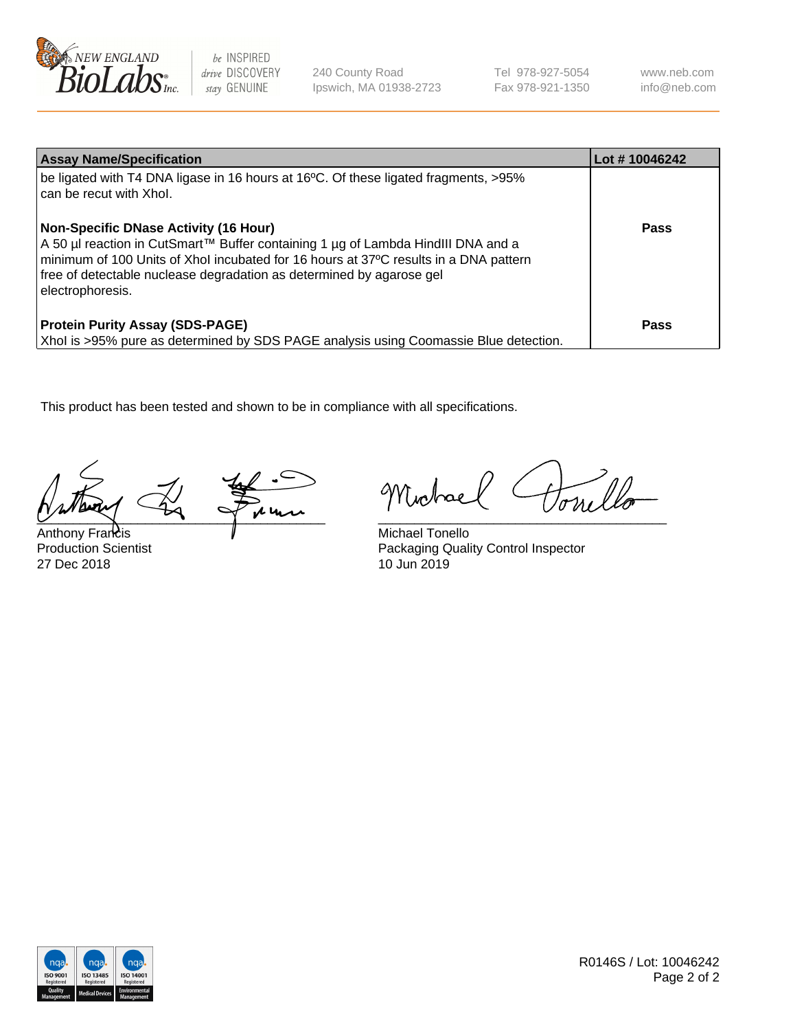| Assay Name/Specification | Lot # 10046242 |
| --- | --- |
| be ligated with T4 DNA ligase in 16 hours at 16ºC. Of these ligated fragments, >95% can be recut with XhoI. | |
| **Non-Specific DNase Activity (16 Hour)**<br>A 50 µl reaction in CutSmart™ Buffer containing 1 µg of Lambda HindIII DNA and a minimum of 100 Units of XhoI incubated for 16 hours at 37ºC results in a DNA pattern free of detectable nuclease degradation as determined by agarose gel electrophoresis. | **Pass** |
| **Protein Purity Assay (SDS-PAGE)**<br>XhoI is >95% pure as determined by SDS PAGE analysis using Coomassie Blue detection. | **Pass** |

This product has been tested and shown to be in compliance with all specifications.

Anthony Francis
Production Scientist
27 Dec 2018

Michael Tonello
Packaging Quality Control Inspector
10 Jun 2019

R0146S / Lot: 10046242